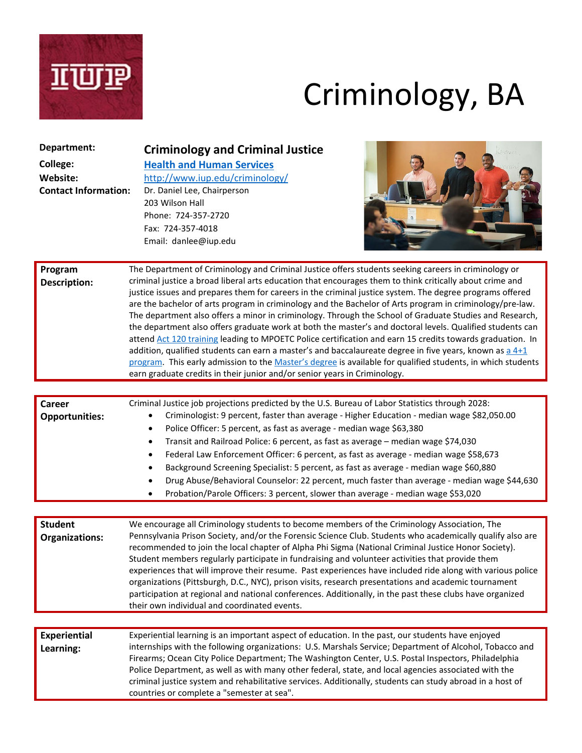# Criminology, BA

**Department:** **Criminology and Criminal Justice**

**College:** **Health and Human Services**

**Website:** http://www.iup.edu/criminology/

**Contact Information:** Dr. Daniel Lee, Chairperson
203 Wilson Hall
Phone: 724-357-2720
Fax: 724-357-4018
Email: danlee@iup.edu

**Program Description:**

The Department of Criminology and Criminal Justice offers students seeking careers in criminology or criminal justice a broad liberal arts education that encourages them to think critically about crime and justice issues and prepares them for careers in the criminal justice system. The degree programs offered are the bachelor of arts program in criminology and the Bachelor of Arts program in criminology/pre-law. The department also offers a minor in criminology. Through the School of Graduate Studies and Research, the department also offers graduate work at both the master's and doctoral levels. Qualified students can attend Act 120 training leading to MPOETC Police certification and earn 15 credits towards graduation. In addition, qualified students can earn a master's and baccalaureate degree in five years, known as a 4+1 program. This early admission to the Master's degree is available for qualified students, in which students earn graduate credits in their junior and/or senior years in Criminology.

**Career Opportunities:**

Criminal Justice job projections predicted by the U.S. Bureau of Labor Statistics through 2028:

- Criminologist: 9 percent, faster than average - Higher Education - median wage $82,050.00
- Police Officer: 5 percent, as fast as average - median wage $63,380
- Transit and Railroad Police: 6 percent, as fast as average – median wage $74,030
- Federal Law Enforcement Officer: 6 percent, as fast as average - median wage $58,673
- Background Screening Specialist: 5 percent, as fast as average - median wage $60,880
- Drug Abuse/Behavioral Counselor: 22 percent, much faster than average - median wage $44,630
- Probation/Parole Officers: 3 percent, slower than average - median wage $53,020

**Student Organizations:**

We encourage all Criminology students to become members of the Criminology Association, The Pennsylvania Prison Society, and/or the Forensic Science Club. Students who academically qualify also are recommended to join the local chapter of Alpha Phi Sigma (National Criminal Justice Honor Society). Student members regularly participate in fundraising and volunteer activities that provide them experiences that will improve their resume. Past experiences have included ride along with various police organizations (Pittsburgh, D.C., NYC), prison visits, research presentations and academic tournament participation at regional and national conferences. Additionally, in the past these clubs have organized their own individual and coordinated events.

**Experiential Learning:**

Experiential learning is an important aspect of education. In the past, our students have enjoyed internships with the following organizations: U.S. Marshals Service; Department of Alcohol, Tobacco and Firearms; Ocean City Police Department; The Washington Center, U.S. Postal Inspectors, Philadelphia Police Department, as well as with many other federal, state, and local agencies associated with the criminal justice system and rehabilitative services. Additionally, students can study abroad in a host of countries or complete a "semester at sea".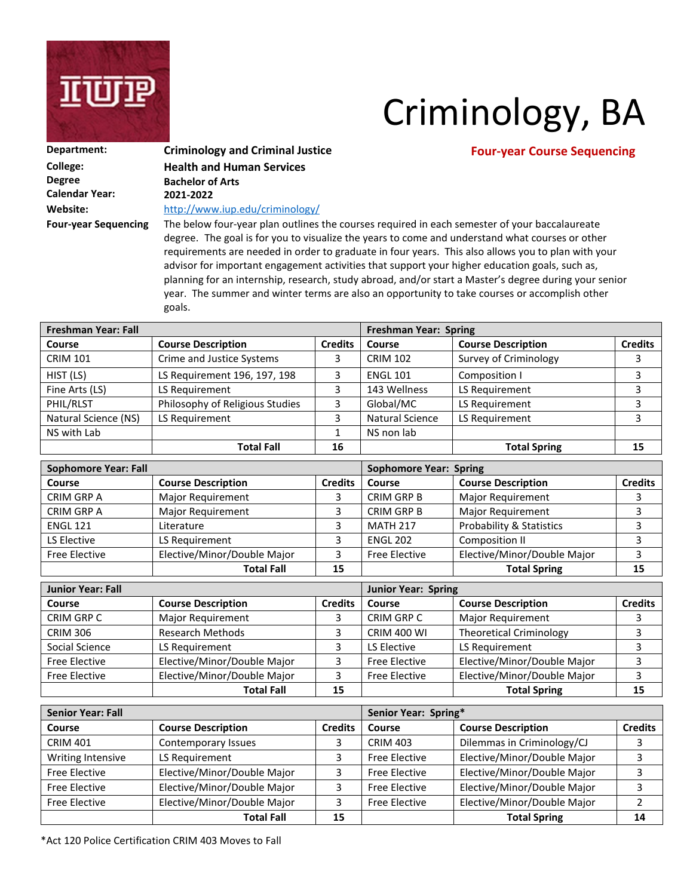# Criminology, BA

**Four-year Course Sequencing**

**Department:** Criminology and Criminal Justice
**College:** Health and Human Services
**Degree** Bachelor of Arts
**Calendar Year:** 2021-2022
**Website:** http://www.iup.edu/criminology/
**Four-year Sequencing** The below four-year plan outlines the courses required in each semester of your baccalaureate degree. The goal is for you to visualize the years to come and understand what courses or other requirements are needed in order to graduate in four years. This also allows you to plan with your advisor for important engagement activities that support your higher education goals, such as, planning for an internship, research, study abroad, and/or start a Master's degree during your senior year. The summer and winter terms are also an opportunity to take courses or accomplish other goals.

| Freshman Year: Fall | | | Freshman Year: Spring | | |
|---|---|---|---|---|---|
| **Course** | **Course Description** | **Credits** | **Course** | **Course Description** | **Credits** |
| CRIM 101 | Crime and Justice Systems | 3 | CRIM 102 | Survey of Criminology | 3 |
| HIST (LS) | LS Requirement 196, 197, 198 | 3 | ENGL 101 | Composition I | 3 |
| Fine Arts (LS) | LS Requirement | 3 | 143 Wellness | LS Requirement | 3 |
| PHIL/RLST | Philosophy of Religious Studies | 3 | Global/MC | LS Requirement | 3 |
| Natural Science (NS) | LS Requirement | 3 | Natural Science | LS Requirement | 3 |
| NS with Lab | | 1 | NS non lab | | |
| | **Total Fall** | **16** | | **Total Spring** | **15** |

| Sophomore Year: Fall | | | Sophomore Year: Spring | | |
|---|---|---|---|---|---|
| **Course** | **Course Description** | **Credits** | **Course** | **Course Description** | **Credits** |
| CRIM GRP A | Major Requirement | 3 | CRIM GRP B | Major Requirement | 3 |
| CRIM GRP A | Major Requirement | 3 | CRIM GRP B | Major Requirement | 3 |
| ENGL 121 | Literature | 3 | MATH 217 | Probability & Statistics | 3 |
| LS Elective | LS Requirement | 3 | ENGL 202 | Composition II | 3 |
| Free Elective | Elective/Minor/Double Major | 3 | Free Elective | Elective/Minor/Double Major | 3 |
| | **Total Fall** | **15** | | **Total Spring** | **15** |

| Junior Year: Fall | | | Junior Year: Spring | | |
|---|---|---|---|---|---|
| **Course** | **Course Description** | **Credits** | **Course** | **Course Description** | **Credits** |
| CRIM GRP C | Major Requirement | 3 | CRIM GRP C | Major Requirement | 3 |
| CRIM 306 | Research Methods | 3 | CRIM 400 WI | Theoretical Criminology | 3 |
| Social Science | LS Requirement | 3 | LS Elective | LS Requirement | 3 |
| Free Elective | Elective/Minor/Double Major | 3 | Free Elective | Elective/Minor/Double Major | 3 |
| Free Elective | Elective/Minor/Double Major | 3 | Free Elective | Elective/Minor/Double Major | 3 |
| | **Total Fall** | **15** | | **Total Spring** | **15** |

| Senior Year: Fall | | | Senior Year: Spring* | | |
|---|---|---|---|---|---|
| **Course** | **Course Description** | **Credits** | **Course** | **Course Description** | **Credits** |
| CRIM 401 | Contemporary Issues | 3 | CRIM 403 | Dilemmas in Criminology/CJ | 3 |
| Writing Intensive | LS Requirement | 3 | Free Elective | Elective/Minor/Double Major | 3 |
| Free Elective | Elective/Minor/Double Major | 3 | Free Elective | Elective/Minor/Double Major | 3 |
| Free Elective | Elective/Minor/Double Major | 3 | Free Elective | Elective/Minor/Double Major | 3 |
| Free Elective | Elective/Minor/Double Major | 3 | Free Elective | Elective/Minor/Double Major | 2 |
| | **Total Fall** | **15** | | **Total Spring** | **14** |

*Act 120 Police Certification CRIM 403 Moves to Fall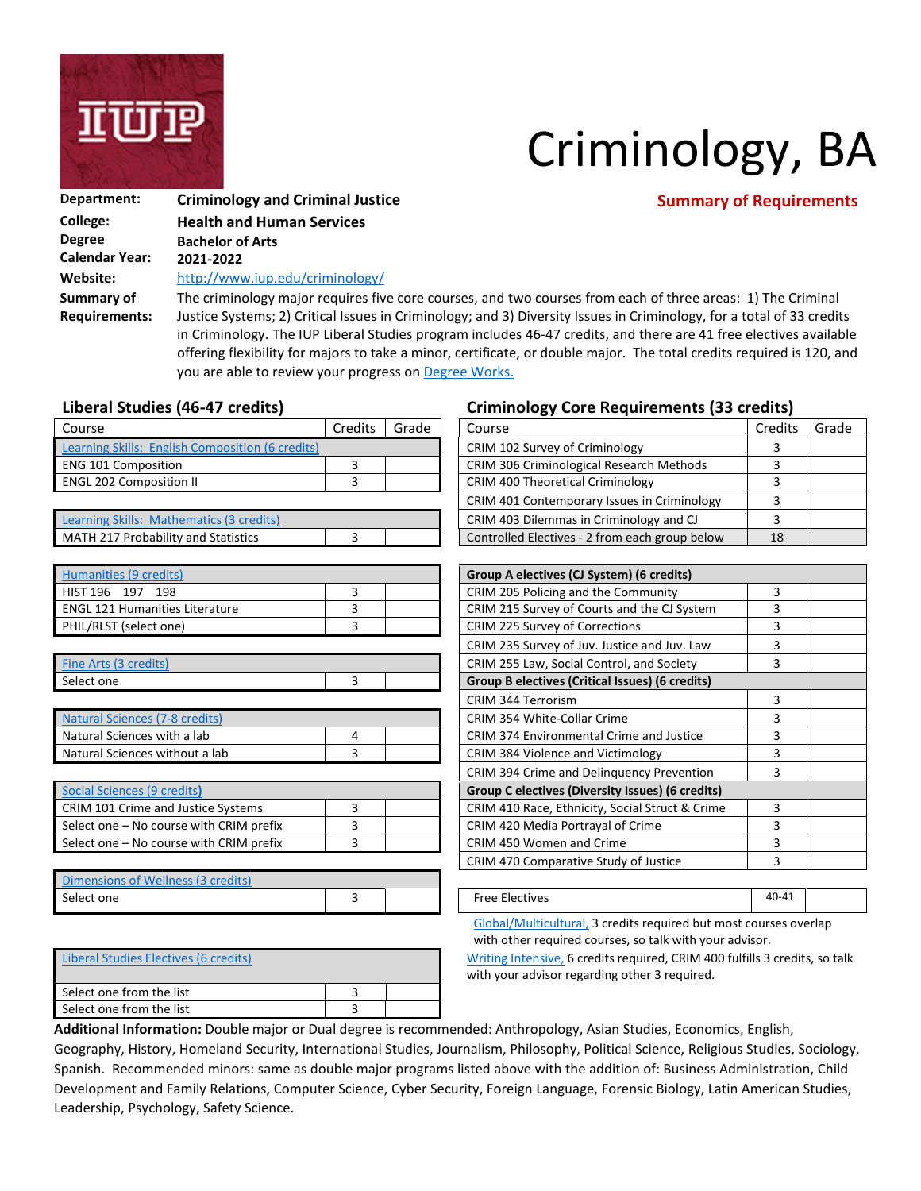# Criminology, BA

**Summary of Requirements**

| | |
|---|---|
| **Department:** | **Criminology and Criminal Justice** |
| **College:** | **Health and Human Services** |
| **Degree** | **Bachelor of Arts** |
| **Calendar Year:** | **2021-2022** |
| **Website:** | http://www.iup.edu/criminology/ |
| **Summary of Requirements:** | The criminology major requires five core courses, and two courses from each of three areas: 1) The Criminal Justice Systems; 2) Critical Issues in Criminology; and 3) Diversity Issues in Criminology, for a total of 33 credits in Criminology. The IUP Liberal Studies program includes 46-47 credits, and there are 41 free electives available offering flexibility for majors to take a minor, certificate, or double major. The total credits required is 120, and you are able to review your progress on Degree Works. |

## Liberal Studies (46-47 credits)

| Course | Credits | Grade |
|---|---|---|
| Learning Skills: English Composition (6 credits) | | |
| ENG 101 Composition | 3 | |
| ENGL 202 Composition II | 3 | |
| Learning Skills: Mathematics (3 credits) | | |
| MATH 217 Probability and Statistics | 3 | |
| Humanities (9 credits) | | |
| HIST 196 197 198 | 3 | |
| ENGL 121 Humanities Literature | 3 | |
| PHIL/RLST (select one) | 3 | |
| Fine Arts (3 credits) | | |
| Select one | 3 | |
| Natural Sciences (7-8 credits) | | |
| Natural Sciences with a lab | 4 | |
| Natural Sciences without a lab | 3 | |
| Social Sciences (9 credits) | | |
| CRIM 101 Crime and Justice Systems | 3 | |
| Select one – No course with CRIM prefix | 3 | |
| Select one – No course with CRIM prefix | 3 | |
| Dimensions of Wellness (3 credits) | | |
| Select one | 3 | |
| Liberal Studies Electives (6 credits) | | |
| Select one from the list | 3 | |
| Select one from the list | 3 | |

## Criminology Core Requirements (33 credits)

| Course | Credits | Grade |
|---|---|---|
| CRIM 102 Survey of Criminology | 3 | |
| CRIM 306 Criminological Research Methods | 3 | |
| CRIM 400 Theoretical Criminology | 3 | |
| CRIM 401 Contemporary Issues in Criminology | 3 | |
| CRIM 403 Dilemmas in Criminology and CJ | 3 | |
| Controlled Electives - 2 from each group below | 18 | |
| **Group A electives (CJ System) (6 credits)** | | |
| CRIM 205 Policing and the Community | 3 | |
| CRIM 215 Survey of Courts and the CJ System | 3 | |
| CRIM 225 Survey of Corrections | 3 | |
| CRIM 235 Survey of Juv. Justice and Juv. Law | 3 | |
| CRIM 255 Law, Social Control, and Society | 3 | |
| **Group B electives (Critical Issues) (6 credits)** | | |
| CRIM 344 Terrorism | 3 | |
| CRIM 354 White-Collar Crime | 3 | |
| CRIM 374 Environmental Crime and Justice | 3 | |
| CRIM 384 Violence and Victimology | 3 | |
| CRIM 394 Crime and Delinquency Prevention | 3 | |
| **Group C electives (Diversity Issues) (6 credits)** | | |
| CRIM 410 Race, Ethnicity, Social Struct & Crime | 3 | |
| CRIM 420 Media Portrayal of Crime | 3 | |
| CRIM 450 Women and Crime | 3 | |
| CRIM 470 Comparative Study of Justice | 3 | |

| | | |
|---|---|---|
| Free Electives | 40-41 | |

Global/Multicultural, 3 credits required but most courses overlap with other required courses, so talk with your advisor.

Writing Intensive, 6 credits required, CRIM 400 fulfills 3 credits, so talk with your advisor regarding other 3 required.

**Additional Information:** Double major or Dual degree is recommended: Anthropology, Asian Studies, Economics, English, Geography, History, Homeland Security, International Studies, Journalism, Philosophy, Political Science, Religious Studies, Sociology, Spanish. Recommended minors: same as double major programs listed above with the addition of: Business Administration, Child Development and Family Relations, Computer Science, Cyber Security, Foreign Language, Forensic Biology, Latin American Studies, Leadership, Psychology, Safety Science.